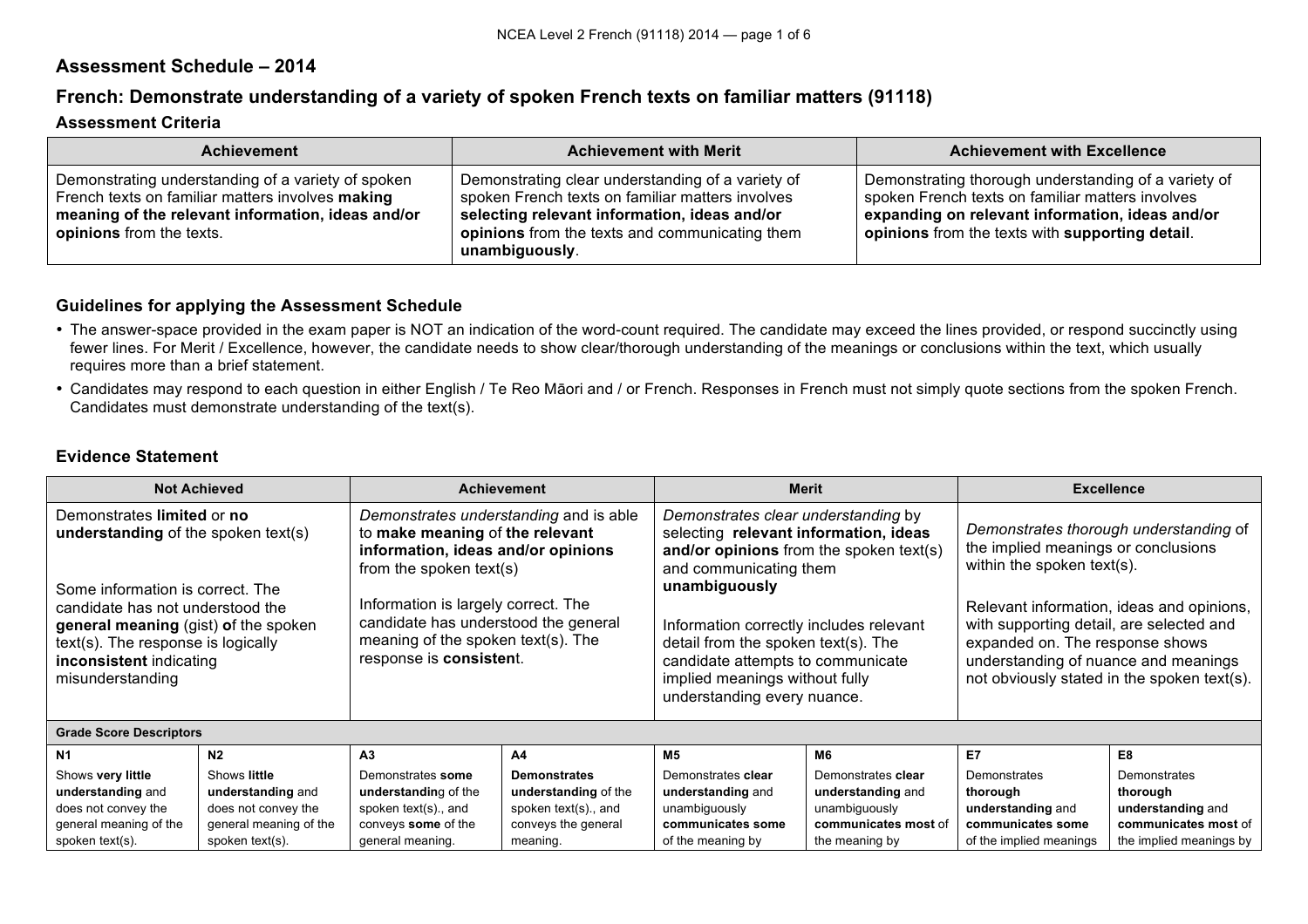# Assessment Schedule – 2014

## French: Demonstrate understanding of a variety of spoken French texts on familiar matters (91118)

### Assessment Criteria

| Achievement | Achievement with Merit | Achievement with Excellence |
|---|---|---|
| Demonstrating understanding of a variety of spoken French texts on familiar matters involves **making meaning of the relevant information, ideas and/or opinions** from the texts. | Demonstrating clear understanding of a variety of spoken French texts on familiar matters involves **selecting relevant information, ideas and/or opinions** from the texts and communicating them **unambiguously**. | Demonstrating thorough understanding of a variety of spoken French texts on familiar matters involves **expanding on relevant information, ideas and/or opinions** from the texts with **supporting detail**. |

### Guidelines for applying the Assessment Schedule

- The answer-space provided in the exam paper is NOT an indication of the word-count required. The candidate may exceed the lines provided, or respond succinctly using fewer lines. For Merit / Excellence, however, the candidate needs to show clear/thorough understanding of the meanings or conclusions within the text, which usually requires more than a brief statement.
- Candidates may respond to each question in either English / Te Reo Māori and / or French. Responses in French must not simply quote sections from the spoken French. Candidates must demonstrate understanding of the text(s).

### Evidence Statement

| Not Achieved | | Achievement | | Merit | | Excellence | |
|---|---|---|---|---|---|---|---|
| Demonstrates **limited** or **no understanding** of the spoken text(s)<br><br>Some information is correct. The candidate has not understood the **general meaning** (gist) **o**f the spoken text(s). The response is logically **inconsistent** indicating misunderstanding | | *Demonstrates understanding* and is able to **make meaning** of **the relevant information, ideas and/or opinions** from the spoken text(s)<br><br>Information is largely correct. The candidate has understood the general meaning of the spoken text(s). The response is **consisten**t. | | *Demonstrates clear understanding* by selecting **relevant information, ideas and/or opinions** from the spoken text(s) and communicating them **unambiguously**<br><br>Information correctly includes relevant detail from the spoken text(s). The candidate attempts to communicate implied meanings without fully understanding every nuance. | | *Demonstrates thorough understanding* of the implied meanings or conclusions within the spoken text(s).<br><br>Relevant information, ideas and opinions, with supporting detail, are selected and expanded on. The response shows understanding of nuance and meanings not obviously stated in the spoken text(s). | |
| **Grade Score Descriptors** | | | | | | | |
| **N1** | **N2** | **A3** | **A4** | **M5** | **M6** | **E7** | **E8** |
| Shows **very little understanding** and does not convey the general meaning of the spoken text(s). | Shows **little understanding** and does not convey the general meaning of the spoken text(s). | Demonstrates **some understandin**g of the spoken text(s)., and conveys **some** of the general meaning. | **Demonstrates understanding** of the spoken text(s)., and conveys the general meaning. | Demonstrates **clear understanding** and unambiguously **communicates some** of the meaning by | Demonstrates **clear understanding** and unambiguously **communicates most** of the meaning by | Demonstrates **thorough understanding** and **communicates some** of the implied meanings | Demonstrates **thorough understanding** and **communicates most** of the implied meanings by |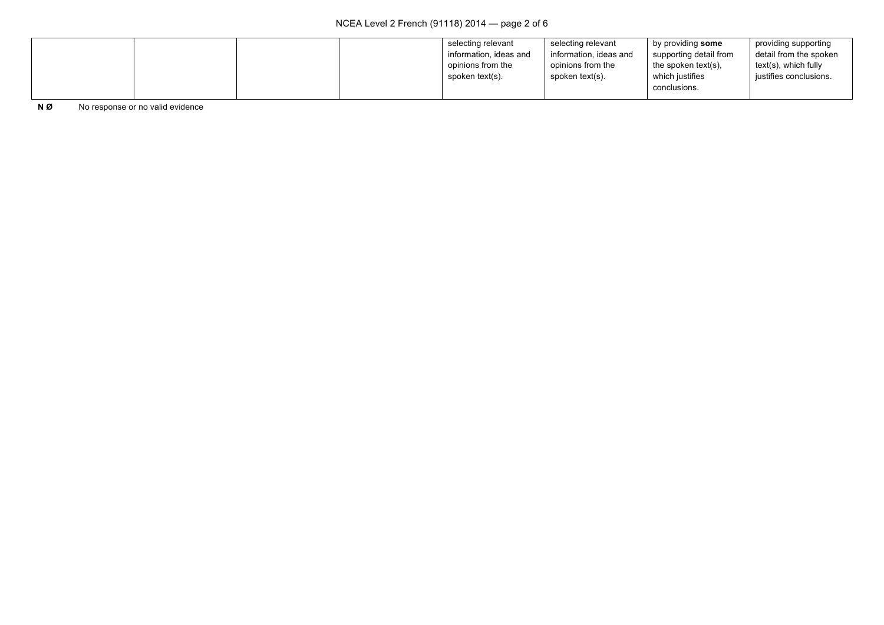| | | | | | | | |
|---|---|---|---|---|---|---|---|
| | | | | selecting relevant information, ideas and opinions from the spoken text(s). | selecting relevant information, ideas and opinions from the spoken text(s). | by providing **some** supporting detail from the spoken text(s), which justifies conclusions. | providing supporting detail from the spoken text(s), which fully justifies conclusions. |

**N Ø** No response or no valid evidence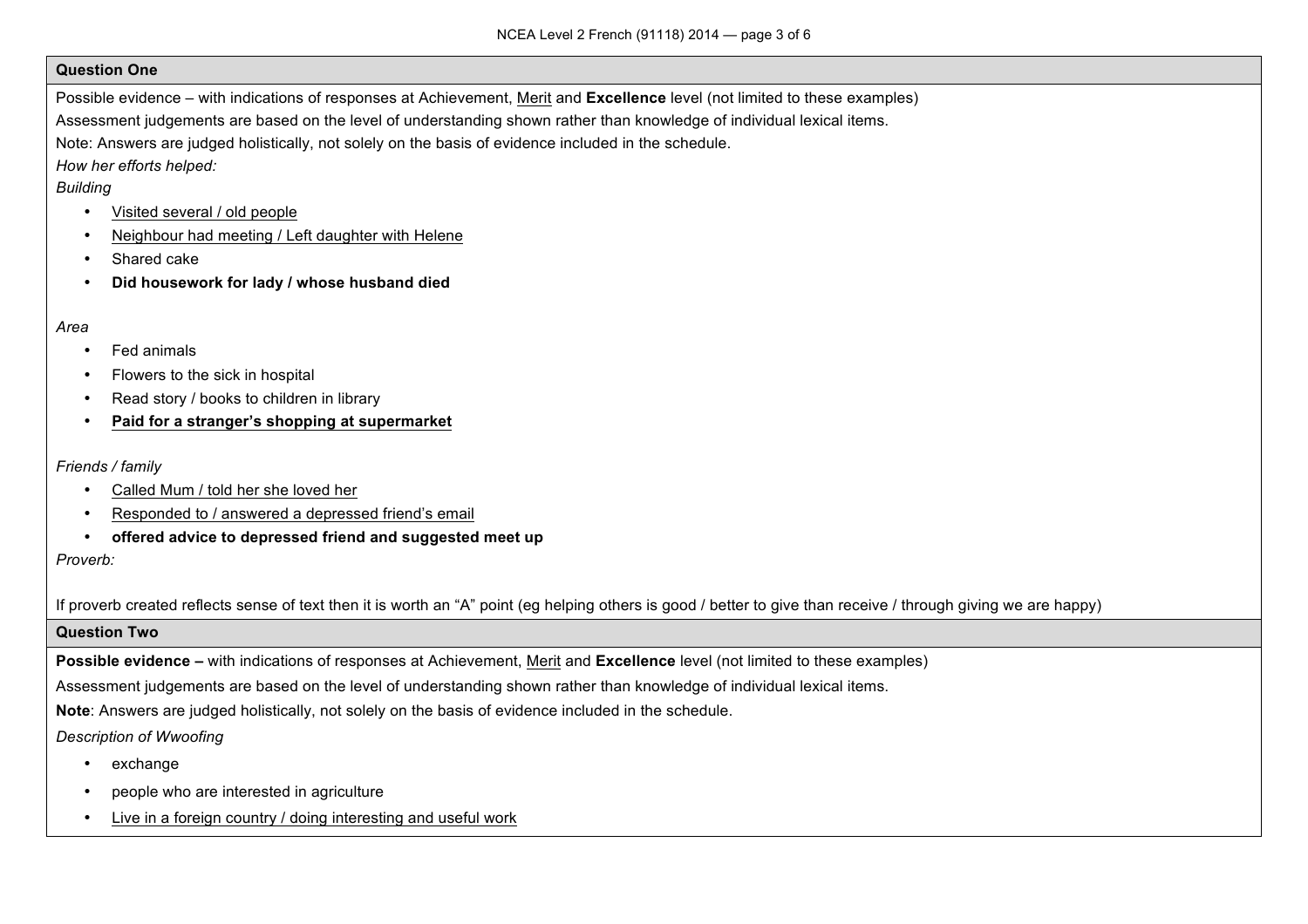## Question One

Possible evidence – with indications of responses at Achievement, <u>Merit</u> and **Excellence** level (not limited to these examples)

Assessment judgements are based on the level of understanding shown rather than knowledge of individual lexical items.

Note: Answers are judged holistically, not solely on the basis of evidence included in the schedule.

*How her efforts helped:*

*Building*

- <u>Visited several / old people</u>
- <u>Neighbour had meeting / Left daughter with Helene</u>
- Shared cake
- **Did housework for lady / whose husband died**

*Area*

- Fed animals
- Flowers to the sick in hospital
- Read story / books to children in library
- **<u>Paid for a stranger's shopping at supermarket</u>**

*Friends / family*

- <u>Called Mum / told her she loved her</u>
- <u>Responded to / answered a depressed friend's email</u>
- **offered advice to depressed friend and suggested meet up**

*Proverb:*

If proverb created reflects sense of text then it is worth an "A" point (eg helping others is good / better to give than receive / through giving we are happy)

## Question Two

**Possible evidence –** with indications of responses at Achievement, <u>Merit</u> and **Excellence** level (not limited to these examples)

Assessment judgements are based on the level of understanding shown rather than knowledge of individual lexical items.

**Note**: Answers are judged holistically, not solely on the basis of evidence included in the schedule.

*Description of Wwoofing*

- exchange
- people who are interested in agriculture
- <u>Live in a foreign country / doing interesting and useful work</u>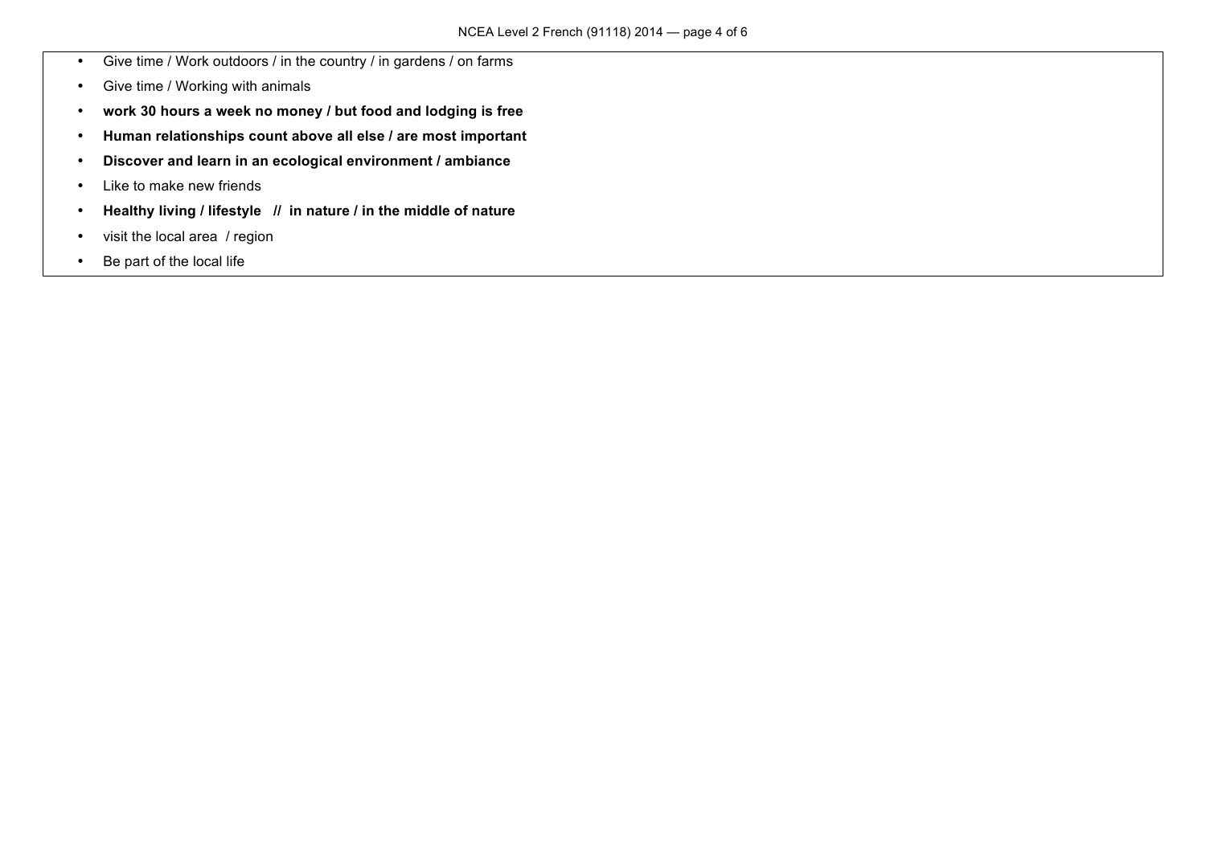- Give time / Work outdoors / in the country / in gardens / on farms
- Give time / Working with animals
- **work 30 hours a week no money / but food and lodging is free**
- **Human relationships count above all else / are most important**
- **Discover and learn in an ecological environment / ambiance**
- Like to make new friends
- **Healthy living / lifestyle // in nature / in the middle of nature**
- visit the local area / region
- Be part of the local life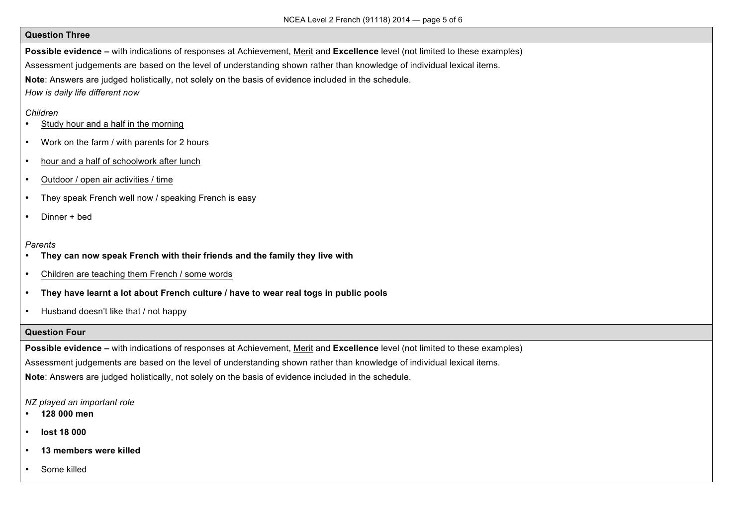## Question Three

**Possible evidence –** with indications of responses at Achievement, <u>Merit</u> and **Excellence** level (not limited to these examples)

Assessment judgements are based on the level of understanding shown rather than knowledge of individual lexical items.

**Note**: Answers are judged holistically, not solely on the basis of evidence included in the schedule.

*How is daily life different now*

*Children*

- <u>Study hour and a half in the morning</u>
- Work on the farm / with parents for 2 hours
- <u>hour and a half of schoolwork after lunch</u>
- <u>Outdoor / open air activities / time</u>
- They speak French well now / speaking French is easy
- Dinner + bed

*Parents*

- **They can now speak French with their friends and the family they live with**
- <u>Children are teaching them French / some words</u>
- **They have learnt a lot about French culture / have to wear real togs in public pools**
- Husband doesn't like that / not happy

## Question Four

**Possible evidence –** with indications of responses at Achievement, <u>Merit</u> and **Excellence** level (not limited to these examples)

Assessment judgements are based on the level of understanding shown rather than knowledge of individual lexical items.

**Note**: Answers are judged holistically, not solely on the basis of evidence included in the schedule.

*NZ played an important role*

- **128 000 men**
- **lost 18 000**
- **13 members were killed**
- Some killed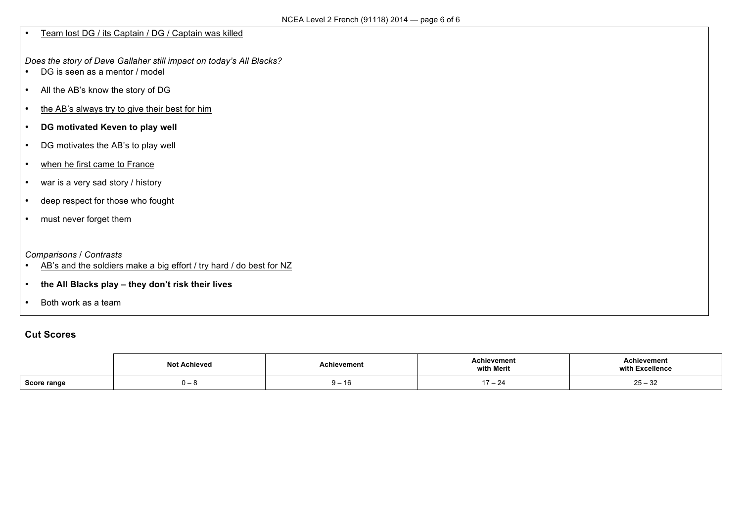- <u>Team lost DG / its Captain / DG / Captain was killed</u>

*Does the story of Dave Gallaher still impact on today's All Blacks?*

- DG is seen as a mentor / model
- All the AB's know the story of DG
- <u>the AB's always try to give their best for him</u>
- **DG motivated Keven to play well**
- DG motivates the AB's to play well
- <u>when he first came to France</u>
- war is a very sad story / history
- deep respect for those who fought
- must never forget them

*Comparisons / Contrasts*

- <u>AB's and the soldiers make a big effort / try hard / do best for NZ</u>
- **the All Blacks play – they don't risk their lives**
- Both work as a team

## Cut Scores

| | Not Achieved | Achievement | Achievement with Merit | Achievement with Excellence |
|---|---|---|---|---|
| **Score range** | 0 – 8 | 9 – 16 | 17 – 24 | 25 – 32 |